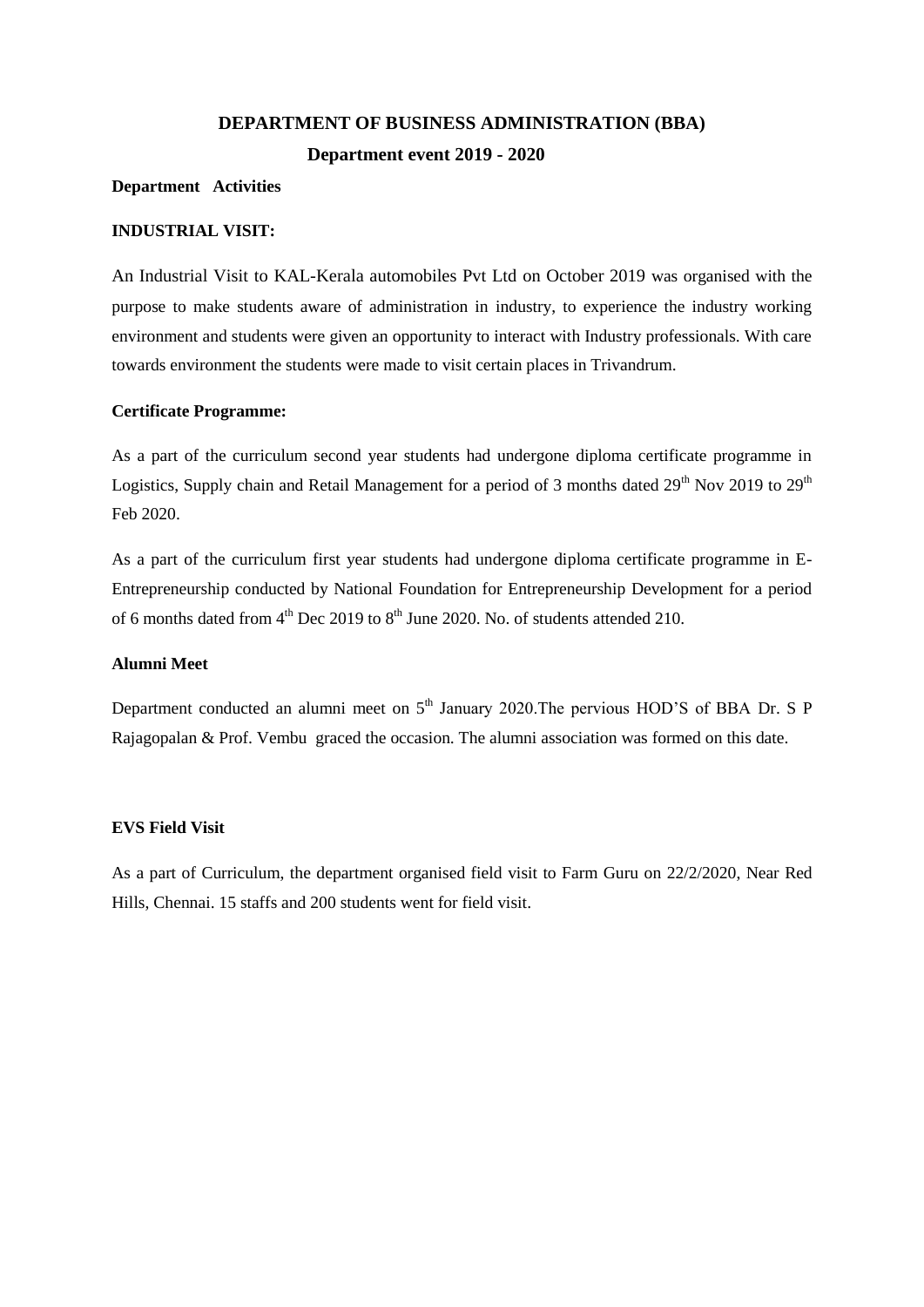# DEPARTMENT OF BUSINESS ADMINISTRATION (BBA)

## Department event 2019 - 2020

**Department Activities**

**INDUSTRIAL VISIT:**

An Industrial Visit to KAL-Kerala automobiles Pvt Ltd on October 2019 was organised with the purpose to make students aware of administration in industry, to experience the industry working environment and students were given an opportunity to interact with Industry professionals. With care towards environment the students were made to visit certain places in Trivandrum.

**Certificate Programme:**

As a part of the curriculum second year students had undergone diploma certificate programme in Logistics, Supply chain and Retail Management for a period of 3 months dated 29th Nov 2019 to 29th Feb 2020.

As a part of the curriculum first year students had undergone diploma certificate programme in E-Entrepreneurship conducted by National Foundation for Entrepreneurship Development for a period of 6 months dated from 4th Dec 2019 to 8th June 2020. No. of students attended 210.

**Alumni Meet**

Department conducted an alumni meet on 5th January 2020.The pervious HOD'S of BBA Dr. S P Rajagopalan & Prof. Vembu graced the occasion. The alumni association was formed on this date.

**EVS Field Visit**

As a part of Curriculum, the department organised field visit to Farm Guru on 22/2/2020, Near Red Hills, Chennai. 15 staffs and 200 students went for field visit.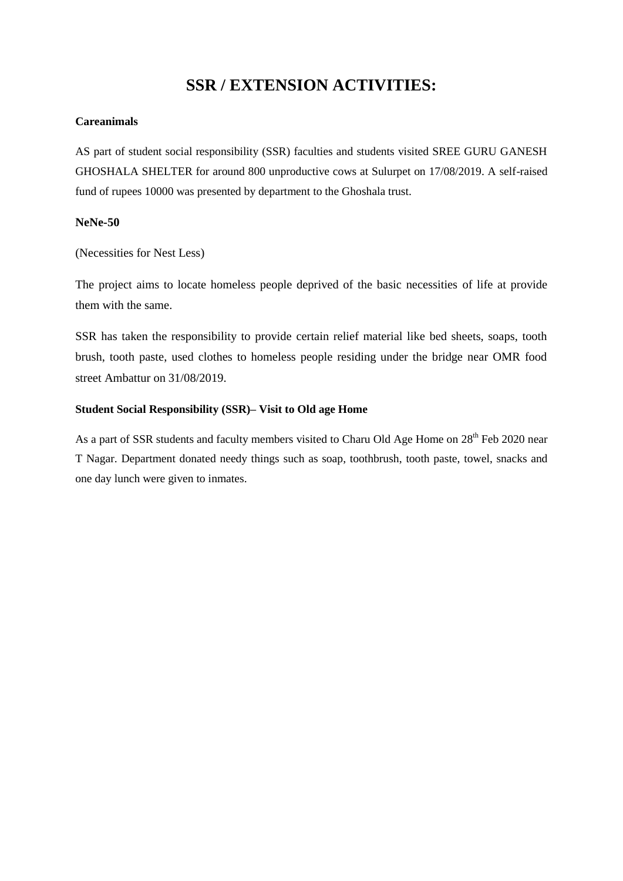# SSR / EXTENSION ACTIVITIES:

**Careanimals**

AS part of student social responsibility (SSR) faculties and students visited SREE GURU GANESH GHOSHALA SHELTER for around 800 unproductive cows at Sulurpet on 17/08/2019. A self-raised fund of rupees 10000 was presented by department to the Ghoshala trust.

**NeNe-50**

(Necessities for Nest Less)

The project aims to locate homeless people deprived of the basic necessities of life at provide them with the same.

SSR has taken the responsibility to provide certain relief material like bed sheets, soaps, tooth brush, tooth paste, used clothes to homeless people residing under the bridge near OMR food street Ambattur on 31/08/2019.

**Student Social Responsibility (SSR)– Visit to Old age Home**

As a part of SSR students and faculty members visited to Charu Old Age Home on 28th Feb 2020 near T Nagar. Department donated needy things such as soap, toothbrush, tooth paste, towel, snacks and one day lunch were given to inmates.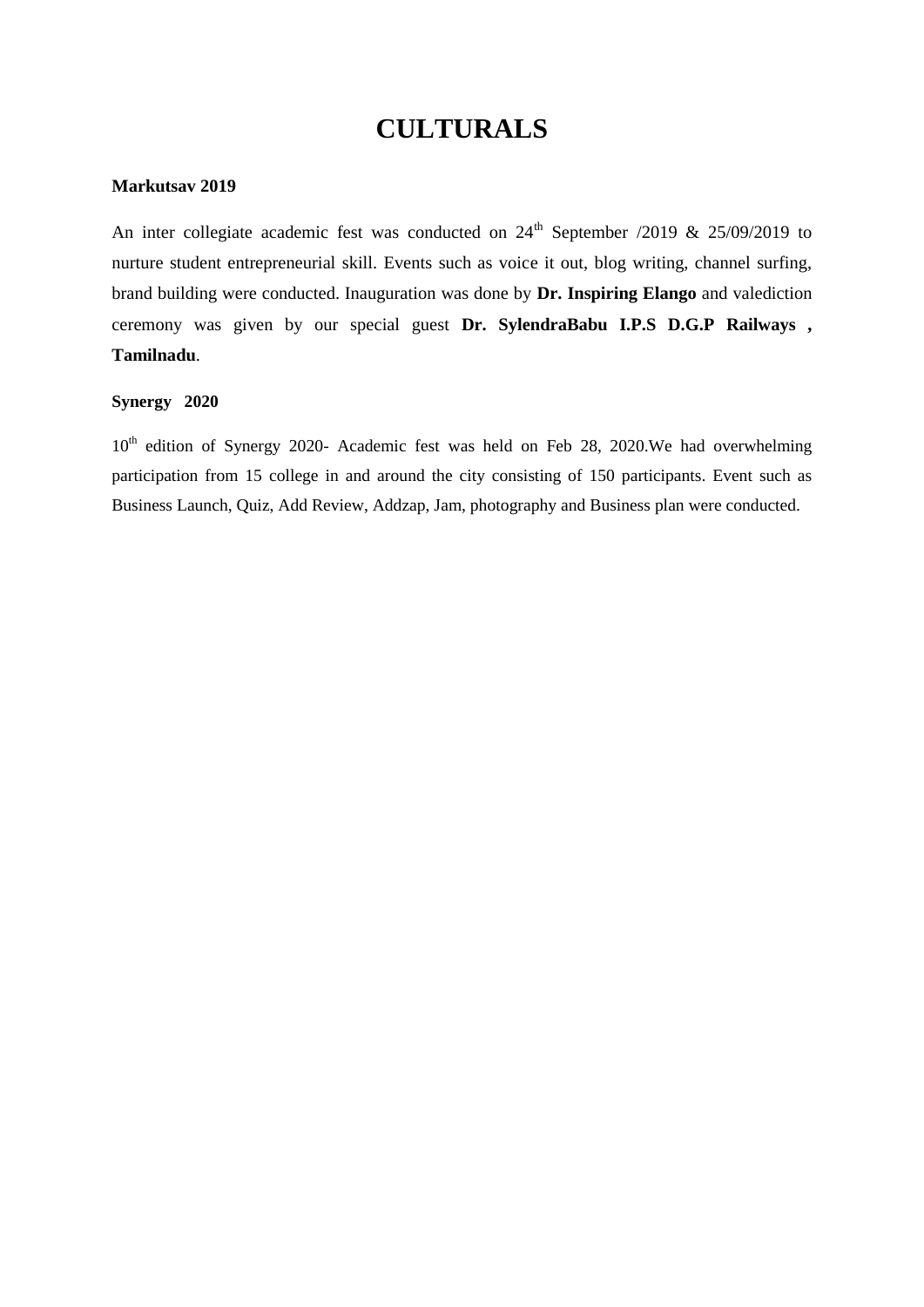# CULTURALS

**Markutsav 2019**

An inter collegiate academic fest was conducted on 24th September /2019 & 25/09/2019 to nurture student entrepreneurial skill. Events such as voice it out, blog writing, channel surfing, brand building were conducted. Inauguration was done by **Dr. Inspiring Elango** and valediction ceremony was given by our special guest **Dr. SylendraBabu I.P.S D.G.P Railways , Tamilnadu**.

**Synergy 2020**

10th edition of Synergy 2020- Academic fest was held on Feb 28, 2020.We had overwhelming participation from 15 college in and around the city consisting of 150 participants. Event such as Business Launch, Quiz, Add Review, Addzap, Jam, photography and Business plan were conducted.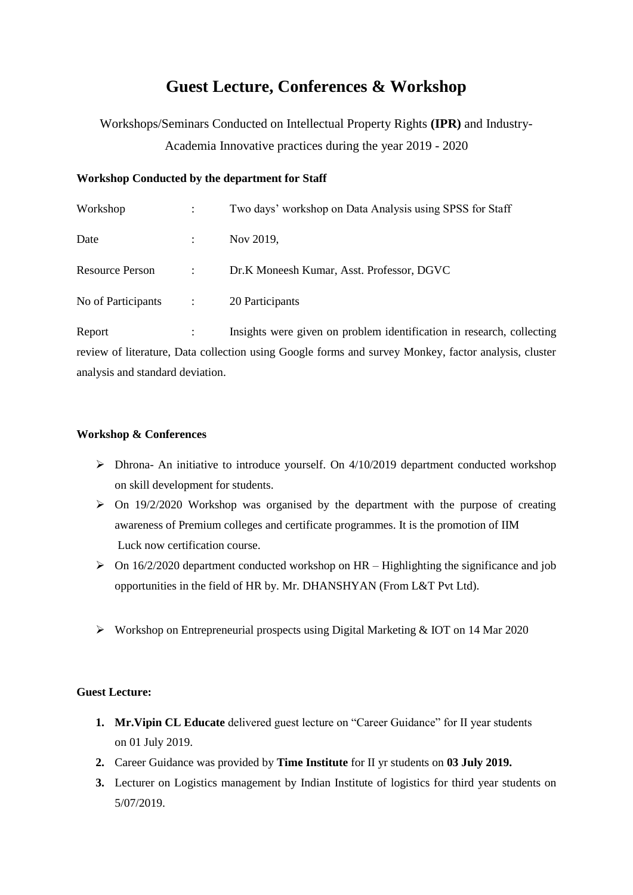# Guest Lecture, Conferences & Workshop

Workshops/Seminars Conducted on Intellectual Property Rights **(IPR)** and Industry-Academia Innovative practices during the year 2019 - 2020

**Workshop Conducted by the department for Staff**

Workshop : Two days' workshop on Data Analysis using SPSS for Staff

Date : Nov 2019,

Resource Person : Dr.K Moneesh Kumar, Asst. Professor, DGVC

No of Participants : 20 Participants

Report : Insights were given on problem identification in research, collecting review of literature, Data collection using Google forms and survey Monkey, factor analysis, cluster analysis and standard deviation.

**Workshop & Conferences**

- Dhrona- An initiative to introduce yourself. On 4/10/2019 department conducted workshop on skill development for students.
- On 19/2/2020 Workshop was organised by the department with the purpose of creating awareness of Premium colleges and certificate programmes. It is the promotion of IIM Luck now certification course.
- On 16/2/2020 department conducted workshop on HR – Highlighting the significance and job opportunities in the field of HR by. Mr. DHANSHYAN (From L&T Pvt Ltd).
- Workshop on Entrepreneurial prospects using Digital Marketing & IOT on 14 Mar 2020

**Guest Lecture:**

1. **Mr.Vipin CL Educate** delivered guest lecture on "Career Guidance" for II year students on 01 July 2019.
2. Career Guidance was provided by **Time Institute** for II yr students on **03 July 2019.**
3. Lecturer on Logistics management by Indian Institute of logistics for third year students on 5/07/2019.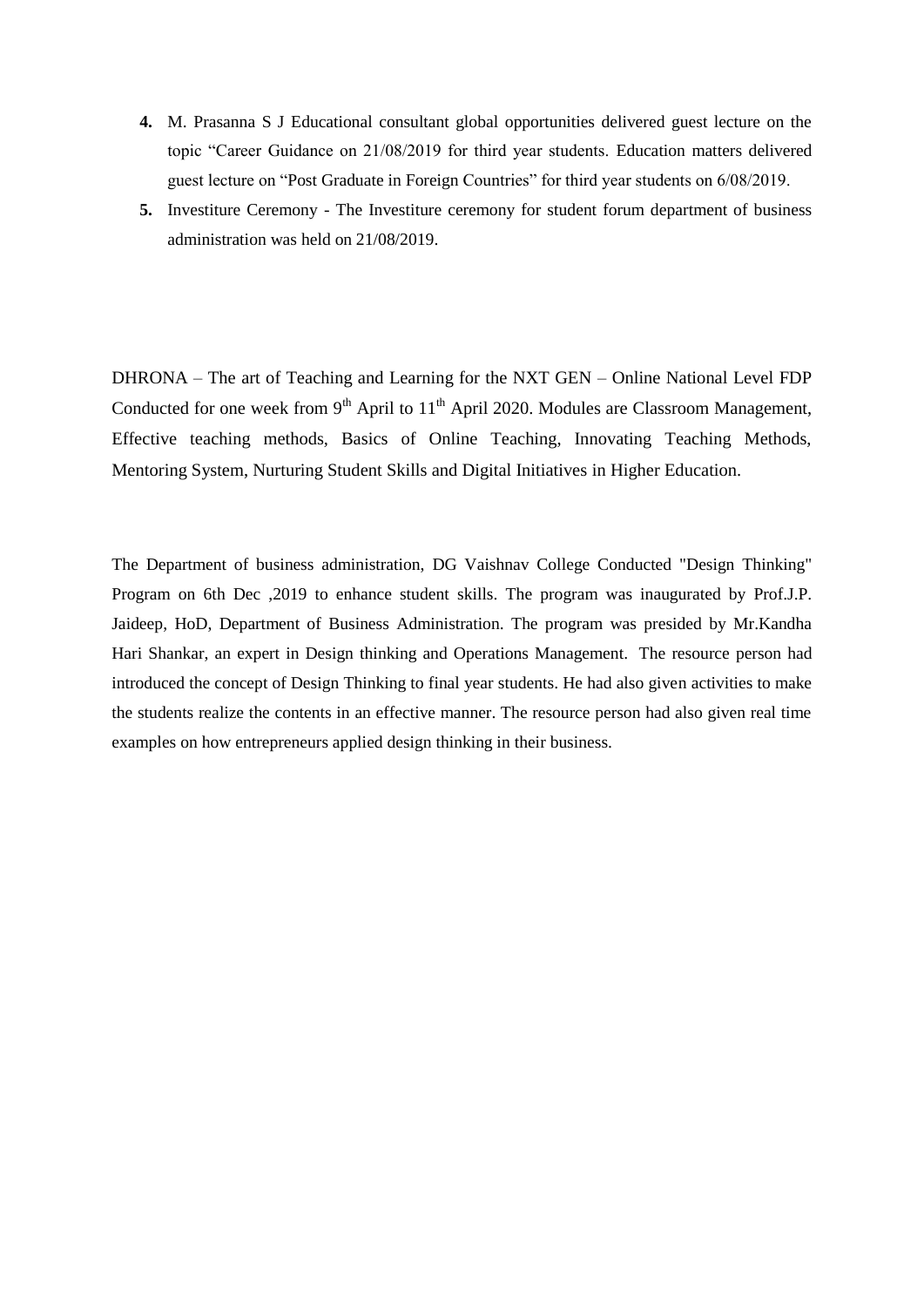4. M. Prasanna S J Educational consultant global opportunities delivered guest lecture on the topic “Career Guidance on 21/08/2019 for third year students. Education matters delivered guest lecture on “Post Graduate in Foreign Countries” for third year students on 6/08/2019.
5. Investiture Ceremony - The Investiture ceremony for student forum department of business administration was held on 21/08/2019.

DHRONA – The art of Teaching and Learning for the NXT GEN – Online National Level FDP Conducted for one week from 9th April to 11th April 2020. Modules are Classroom Management, Effective teaching methods, Basics of Online Teaching, Innovating Teaching Methods, Mentoring System, Nurturing Student Skills and Digital Initiatives in Higher Education.

The Department of business administration, DG Vaishnav College Conducted "Design Thinking" Program on 6th Dec ,2019 to enhance student skills. The program was inaugurated by Prof.J.P. Jaideep, HoD, Department of Business Administration. The program was presided by Mr.Kandha Hari Shankar, an expert in Design thinking and Operations Management. The resource person had introduced the concept of Design Thinking to final year students. He had also given activities to make the students realize the contents in an effective manner. The resource person had also given real time examples on how entrepreneurs applied design thinking in their business.